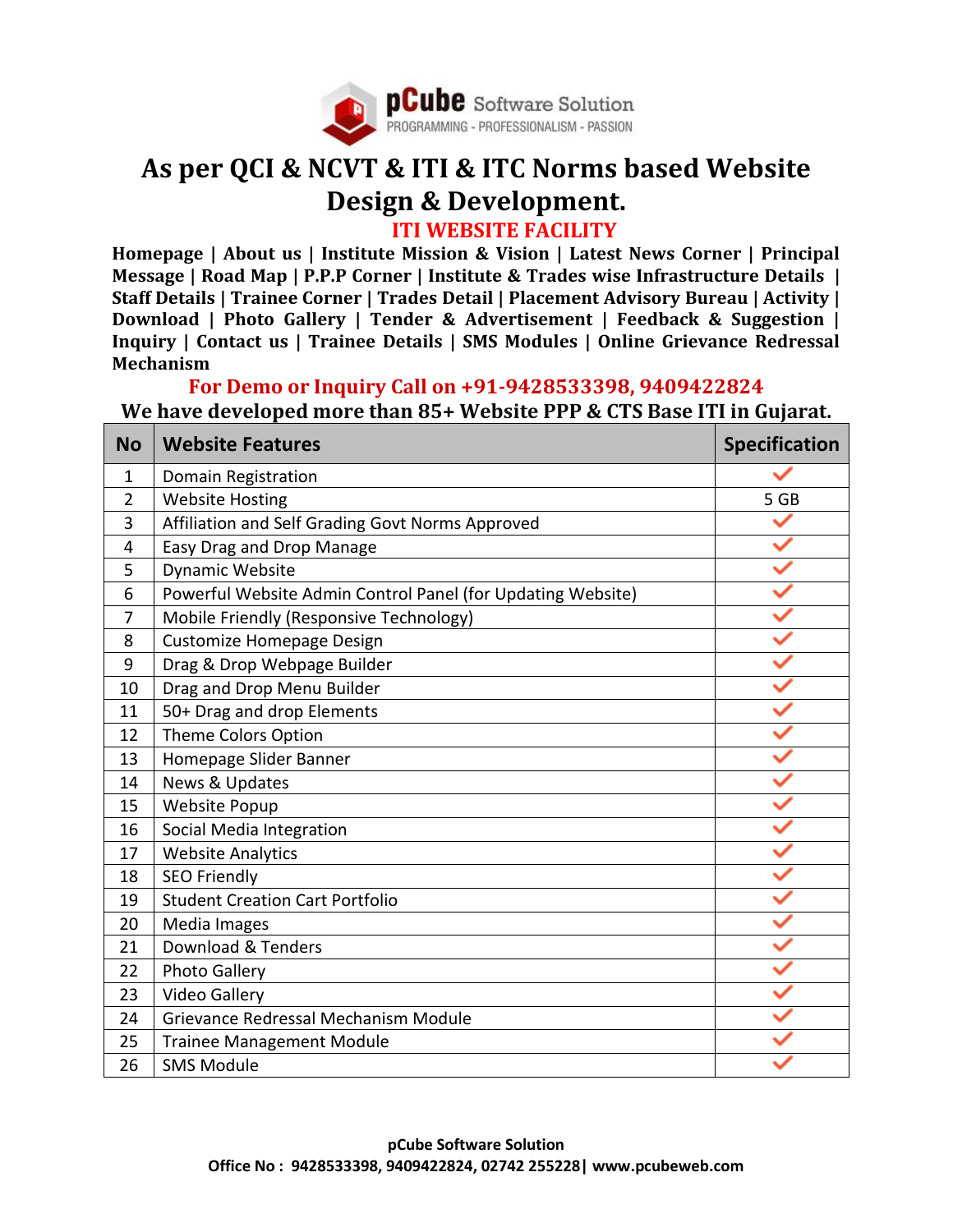**pCube** Software Solution
PROGRAMMING - PROFESSIONALISM - PASSION

# As per QCI & NCVT & ITI & ITC Norms based Website Design & Development.

## ITI WEBSITE FACILITY

**Homepage | About us | Institute Mission & Vision | Latest News Corner | Principal Message | Road Map | P.P.P Corner | Institute & Trades wise Infrastructure Details | Staff Details | Trainee Corner | Trades Detail | Placement Advisory Bureau | Activity | Download | Photo Gallery | Tender & Advertisement | Feedback & Suggestion | Inquiry | Contact us | Trainee Details | SMS Modules | Online Grievance Redressal Mechanism**

**For Demo or Inquiry Call on +91-9428533398, 9409422824**

**We have developed more than 85+ Website PPP & CTS Base ITI in Gujarat.**

| No | Website Features | Specification |
|---|---|---|
| 1 | Domain Registration | ✓ |
| 2 | Website Hosting | 5 GB |
| 3 | Affiliation and Self Grading Govt Norms Approved | ✓ |
| 4 | Easy Drag and Drop Manage | ✓ |
| 5 | Dynamic Website | ✓ |
| 6 | Powerful Website Admin Control Panel (for Updating Website) | ✓ |
| 7 | Mobile Friendly (Responsive Technology) | ✓ |
| 8 | Customize Homepage Design | ✓ |
| 9 | Drag & Drop Webpage Builder | ✓ |
| 10 | Drag and Drop Menu Builder | ✓ |
| 11 | 50+ Drag and drop Elements | ✓ |
| 12 | Theme Colors Option | ✓ |
| 13 | Homepage Slider Banner | ✓ |
| 14 | News & Updates | ✓ |
| 15 | Website Popup | ✓ |
| 16 | Social Media Integration | ✓ |
| 17 | Website Analytics | ✓ |
| 18 | SEO Friendly | ✓ |
| 19 | Student Creation Cart Portfolio | ✓ |
| 20 | Media Images | ✓ |
| 21 | Download & Tenders | ✓ |
| 22 | Photo Gallery | ✓ |
| 23 | Video Gallery | ✓ |
| 24 | Grievance Redressal Mechanism Module | ✓ |
| 25 | Trainee Management Module | ✓ |
| 26 | SMS Module | ✓ |

**pCube Software Solution**
**Office No : 9428533398, 9409422824, 02742 255228| www.pcubeweb.com**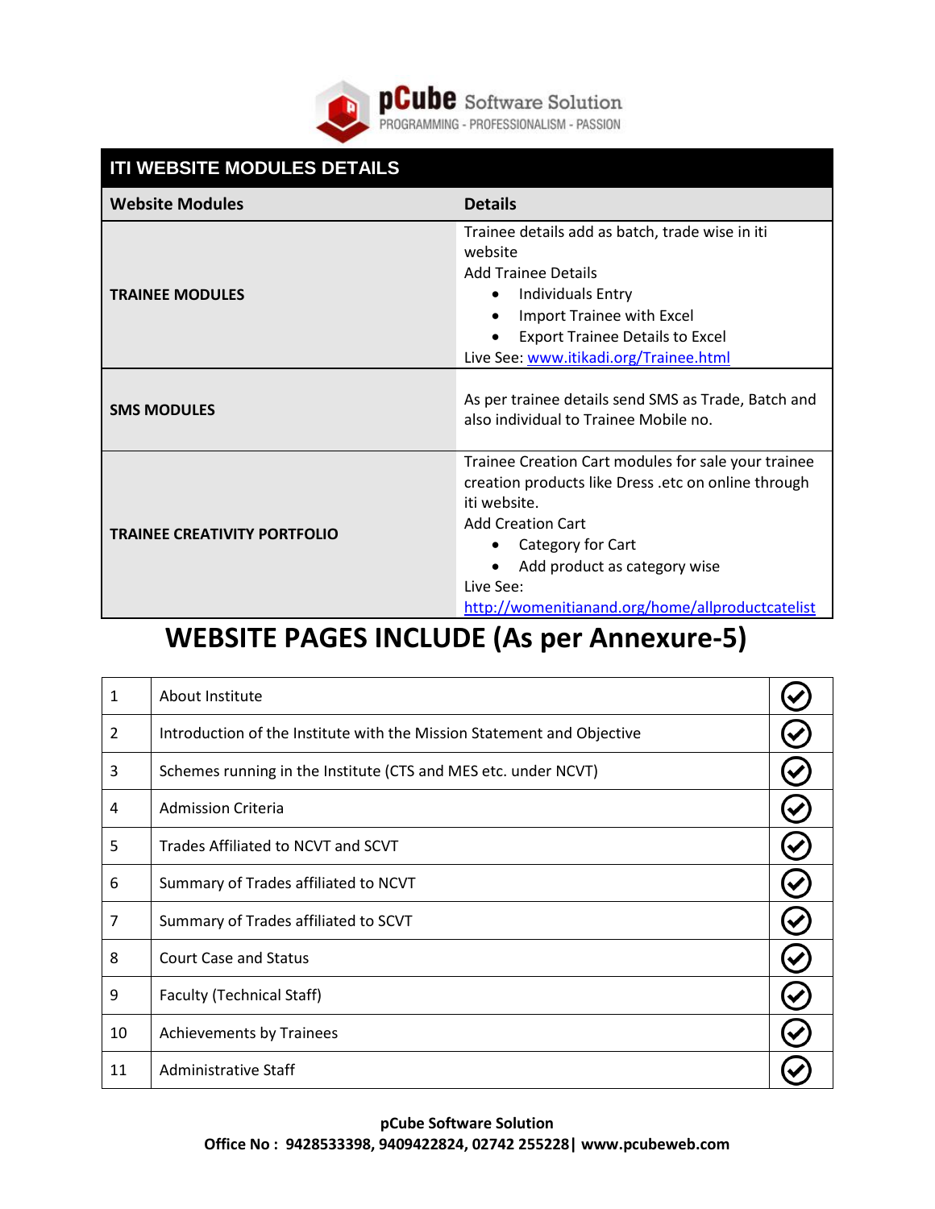pCube Software Solution
PROGRAMMING - PROFESSIONALISM - PASSION

## ITI WEBSITE MODULES DETAILS

| Website Modules | Details |
|---|---|
| **TRAINEE MODULES** | Trainee details add as batch, trade wise in iti website<br>Add Trainee Details<br>• Individuals Entry<br>• Import Trainee with Excel<br>• Export Trainee Details to Excel<br>Live See: [www.itikadi.org/Trainee.html](www.itikadi.org/Trainee.html) |
| **SMS MODULES** | As per trainee details send SMS as Trade, Batch and also individual to Trainee Mobile no. |
| **TRAINEE CREATIVITY PORTFOLIO** | Trainee Creation Cart modules for sale your trainee creation products like Dress .etc on online through iti website.<br>Add Creation Cart<br>• Category for Cart<br>• Add product as category wise<br>Live See:<br>[http://womenitianand.org/home/allproductcatelist](http://womenitianand.org/home/allproductcatelist) |

# WEBSITE PAGES INCLUDE (As per Annexure-5)

| | | |
|---|---|---|
| 1 | About Institute | ✓ |
| 2 | Introduction of the Institute with the Mission Statement and Objective | ✓ |
| 3 | Schemes running in the Institute (CTS and MES etc. under NCVT) | ✓ |
| 4 | Admission Criteria | ✓ |
| 5 | Trades Affiliated to NCVT and SCVT | ✓ |
| 6 | Summary of Trades affiliated to NCVT | ✓ |
| 7 | Summary of Trades affiliated to SCVT | ✓ |
| 8 | Court Case and Status | ✓ |
| 9 | Faculty (Technical Staff) | ✓ |
| 10 | Achievements by Trainees | ✓ |
| 11 | Administrative Staff | ✓ |

**pCube Software Solution**
**Office No : 9428533398, 9409422824, 02742 255228| www.pcubeweb.com**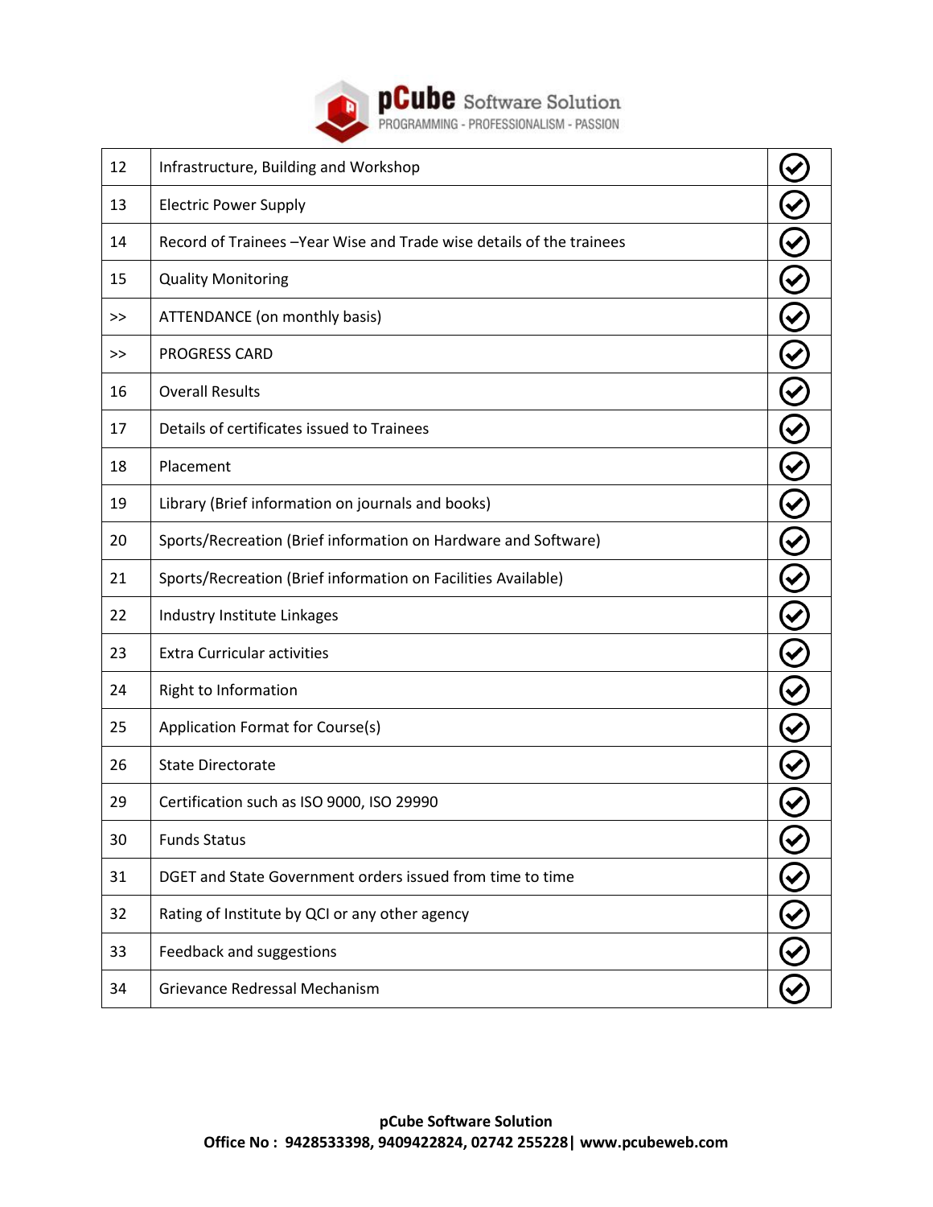| 12 | Infrastructure, Building and Workshop | ✔ |
|---|---|---|
| 13 | Electric Power Supply | ✔ |
| 14 | Record of Trainees –Year Wise and Trade wise details of the trainees | ✔ |
| 15 | Quality Monitoring | ✔ |
| >> | ATTENDANCE (on monthly basis) | ✔ |
| >> | PROGRESS CARD | ✔ |
| 16 | Overall Results | ✔ |
| 17 | Details of certificates issued to Trainees | ✔ |
| 18 | Placement | ✔ |
| 19 | Library (Brief information on journals and books) | ✔ |
| 20 | Sports/Recreation (Brief information on Hardware and Software) | ✔ |
| 21 | Sports/Recreation (Brief information on Facilities Available) | ✔ |
| 22 | Industry Institute Linkages | ✔ |
| 23 | Extra Curricular activities | ✔ |
| 24 | Right to Information | ✔ |
| 25 | Application Format for Course(s) | ✔ |
| 26 | State Directorate | ✔ |
| 29 | Certification such as ISO 9000, ISO 29990 | ✔ |
| 30 | Funds Status | ✔ |
| 31 | DGET and State Government orders issued from time to time | ✔ |
| 32 | Rating of Institute by QCI or any other agency | ✔ |
| 33 | Feedback and suggestions | ✔ |
| 34 | Grievance Redressal Mechanism | ✔ |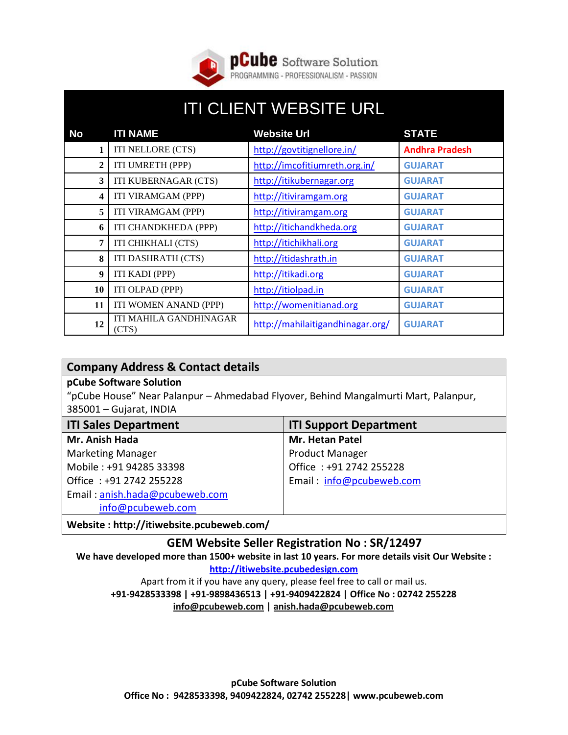**pCube** Software Solution
PROGRAMMING - PROFESSIONALISM - PASSION

# ITI CLIENT WEBSITE URL

| No | ITI NAME | Website Url | STATE |
|---|---|---|---|
| 1 | ITI NELLORE (CTS) | http://govtitignellore.in/ | Andhra Pradesh |
| 2 | ITI UMRETH (PPP) | http://imcofitiumreth.org.in/ | GUJARAT |
| 3 | ITI KUBERNAGAR (CTS) | http://itikubernagar.org | GUJARAT |
| 4 | ITI VIRAMGAM (PPP) | http://itiviramgam.org | GUJARAT |
| 5 | ITI VIRAMGAM (PPP) | http://itiviramgam.org | GUJARAT |
| 6 | ITI CHANDKHEDA (PPP) | http://itichandkheda.org | GUJARAT |
| 7 | ITI CHIKHALI (CTS) | http://itichikhali.org | GUJARAT |
| 8 | ITI DASHRATH (CTS) | http://itidashrath.in | GUJARAT |
| 9 | ITI KADI (PPP) | http://itikadi.org | GUJARAT |
| 10 | ITI OLPAD (PPP) | http://itiolpad.in | GUJARAT |
| 11 | ITI WOMEN ANAND (PPP) | http://womenitianad.org | GUJARAT |
| 12 | ITI MAHILA GANDHINAGAR (CTS) | http://mahilaitigandhinagar.org/ | GUJARAT |

## Company Address & Contact details

**pCube Software Solution**
"pCube House" Near Palanpur – Ahmedabad Flyover, Behind Mangalmurti Mart, Palanpur, 385001 – Gujarat, INDIA

| ITI Sales Department | ITI Support Department |
|---|---|
| **Mr. Anish Hada** | **Mr. Hetan Patel** |
| Marketing Manager | Product Manager |
| Mobile : +91 94285 33398 | Office : +91 2742 255228 |
| Office : +91 2742 255228 | Email : info@pcubeweb.com |
| Email : anish.hada@pcubeweb.com | |
| info@pcubeweb.com | |

**Website : http://itiwebsite.pcubeweb.com/**

### GEM Website Seller Registration No : SR/12497

**We have developed more than 1500+ website in last 10 years. For more details visit Our Website :**
**http://itiwebsite.pcubedesign.com**

Apart from it if you have any query, please feel free to call or mail us.

**+91-9428533398 | +91-9898436513 | +91-9409422824 | Office No : 02742 255228**
**info@pcubeweb.com | anish.hada@pcubeweb.com**

**pCube Software Solution**
**Office No : 9428533398, 9409422824, 02742 255228| www.pcubeweb.com**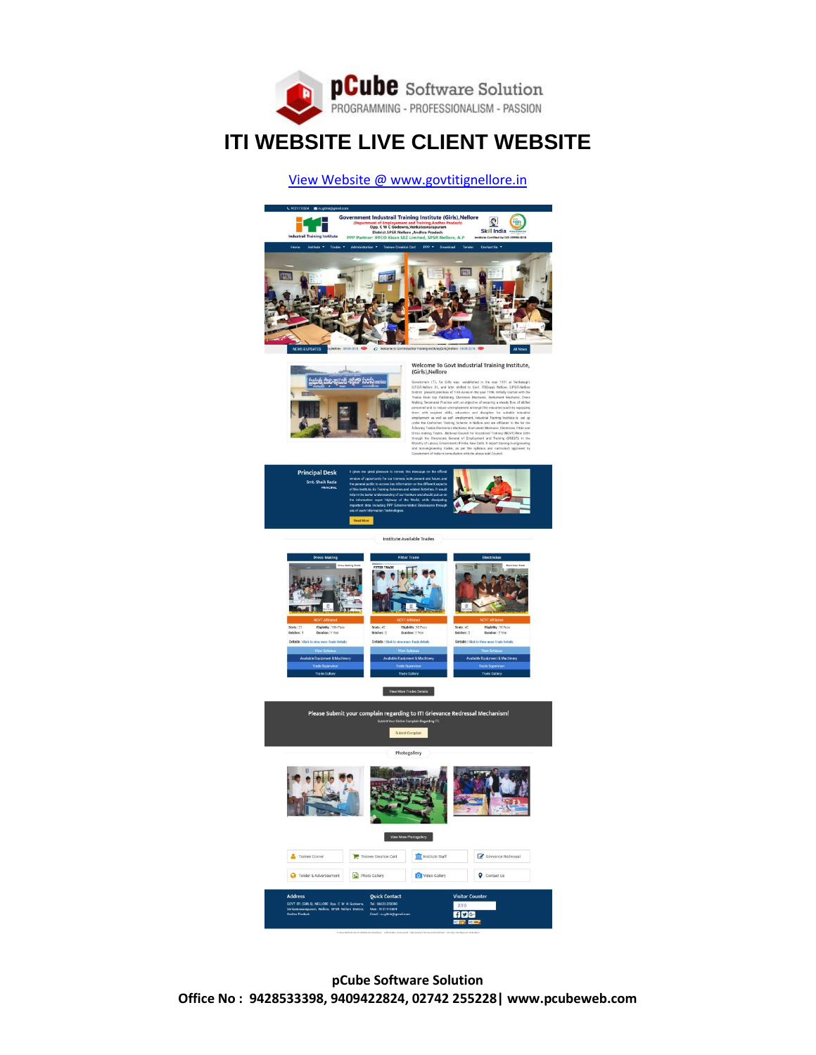pCube Software Solution

PROGRAMMING - PROFESSIONALISM - PASSION

# ITI WEBSITE LIVE CLIENT WEBSITE

View Website @ www.govtitignellore.in

**pCube Software Solution**

**Office No : 9428533398, 9409422824, 02742 255228| www.pcubeweb.com**